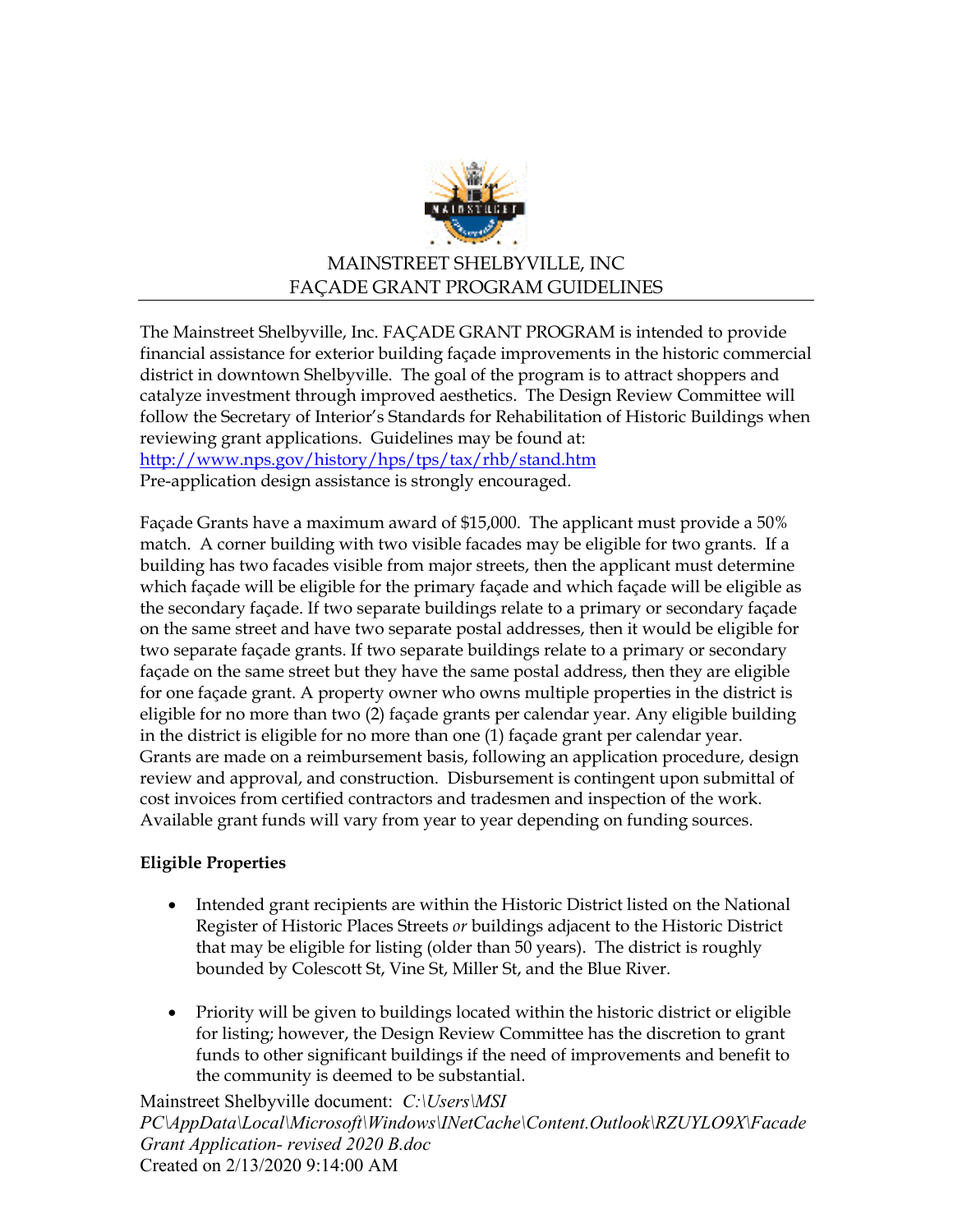# MAINSTREET SHELBYVILLE, INC
# FAÇADE GRANT PROGRAM GUIDELINES

The Mainstreet Shelbyville, Inc. FAÇADE GRANT PROGRAM is intended to provide financial assistance for exterior building façade improvements in the historic commercial district in downtown Shelbyville. The goal of the program is to attract shoppers and catalyze investment through improved aesthetics. The Design Review Committee will follow the Secretary of Interior's Standards for Rehabilitation of Historic Buildings when reviewing grant applications. Guidelines may be found at:
http://www.nps.gov/history/hps/tps/tax/rhb/stand.htm
Pre-application design assistance is strongly encouraged.

Façade Grants have a maximum award of $15,000. The applicant must provide a 50% match. A corner building with two visible facades may be eligible for two grants. If a building has two facades visible from major streets, then the applicant must determine which façade will be eligible for the primary façade and which façade will be eligible as the secondary façade. If two separate buildings relate to a primary or secondary façade on the same street and have two separate postal addresses, then it would be eligible for two separate façade grants. If two separate buildings relate to a primary or secondary façade on the same street but they have the same postal address, then they are eligible for one façade grant. A property owner who owns multiple properties in the district is eligible for no more than two (2) façade grants per calendar year. Any eligible building in the district is eligible for no more than one (1) façade grant per calendar year. Grants are made on a reimbursement basis, following an application procedure, design review and approval, and construction. Disbursement is contingent upon submittal of cost invoices from certified contractors and tradesmen and inspection of the work. Available grant funds will vary from year to year depending on funding sources.

**Eligible Properties**

- Intended grant recipients are within the Historic District listed on the National Register of Historic Places Streets *or* buildings adjacent to the Historic District that may be eligible for listing (older than 50 years). The district is roughly bounded by Colescott St, Vine St, Miller St, and the Blue River.

- Priority will be given to buildings located within the historic district or eligible for listing; however, the Design Review Committee has the discretion to grant funds to other significant buildings if the need of improvements and benefit to the community is deemed to be substantial.

Mainstreet Shelbyville document: *C:\Users\MSI PC\AppData\Local\Microsoft\Windows\INetCache\Content.Outlook\RZUYLO9X\Facade Grant Application- revised 2020 B.doc*
Created on 2/13/2020 9:14:00 AM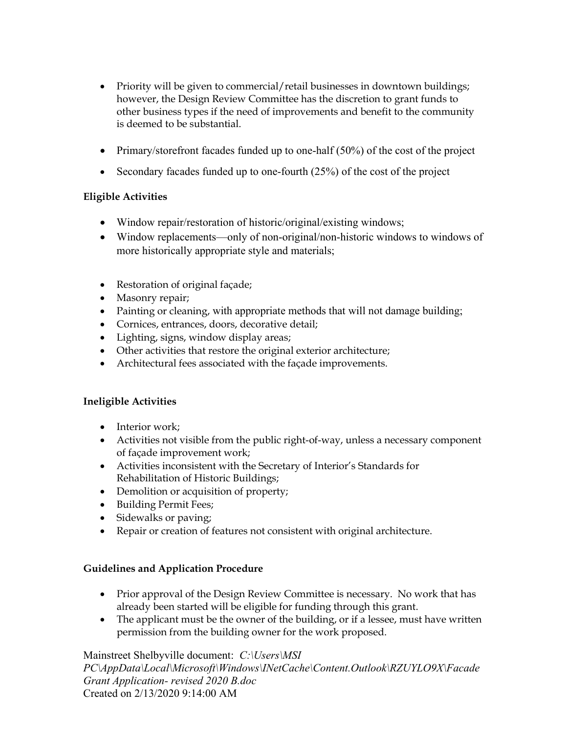- Priority will be given to commercial/retail businesses in downtown buildings; however, the Design Review Committee has the discretion to grant funds to other business types if the need of improvements and benefit to the community is deemed to be substantial.

- Primary/storefront facades funded up to one-half (50%) of the cost of the project

- Secondary facades funded up to one-fourth (25%) of the cost of the project

**Eligible Activities**

- Window repair/restoration of historic/original/existing windows;
- Window replacements—only of non-original/non-historic windows to windows of more historically appropriate style and materials;

- Restoration of original façade;
- Masonry repair;
- Painting or cleaning, with appropriate methods that will not damage building;
- Cornices, entrances, doors, decorative detail;
- Lighting, signs, window display areas;
- Other activities that restore the original exterior architecture;
- Architectural fees associated with the façade improvements.

**Ineligible Activities**

- Interior work;
- Activities not visible from the public right-of-way, unless a necessary component of façade improvement work;
- Activities inconsistent with the Secretary of Interior's Standards for Rehabilitation of Historic Buildings;
- Demolition or acquisition of property;
- Building Permit Fees;
- Sidewalks or paving;
- Repair or creation of features not consistent with original architecture.

**Guidelines and Application Procedure**

- Prior approval of the Design Review Committee is necessary. No work that has already been started will be eligible for funding through this grant.
- The applicant must be the owner of the building, or if a lessee, must have written permission from the building owner for the work proposed.

Mainstreet Shelbyville document: *C:\Users\MSI PC\AppData\Local\Microsoft\Windows\INetCache\Content.Outlook\RZUYLO9X\Facade Grant Application- revised 2020 B.doc*
Created on 2/13/2020 9:14:00 AM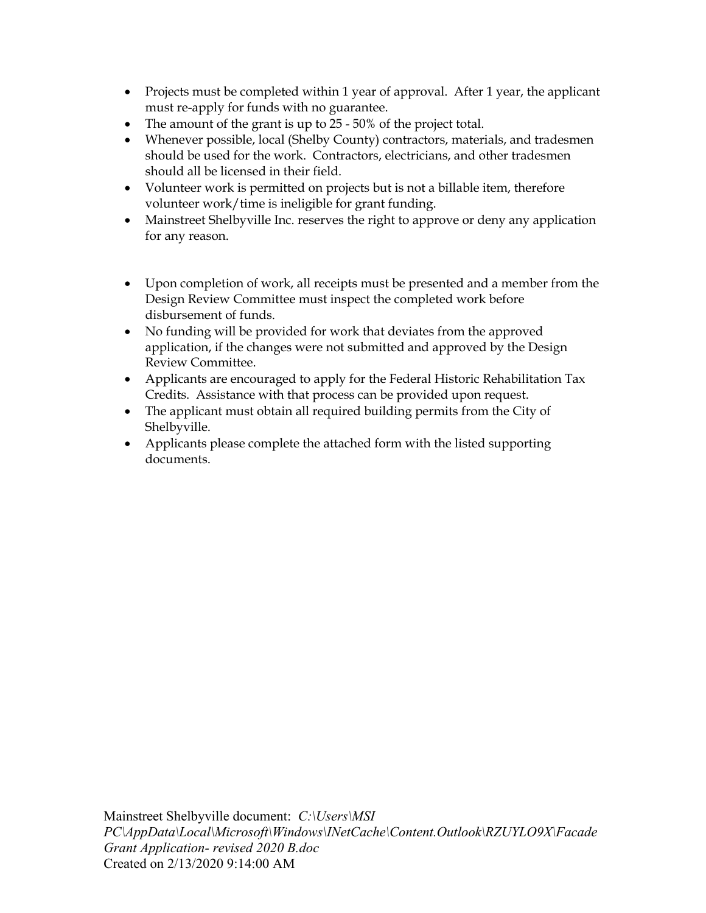- Projects must be completed within 1 year of approval. After 1 year, the applicant must re-apply for funds with no guarantee.
- The amount of the grant is up to 25 - 50% of the project total.
- Whenever possible, local (Shelby County) contractors, materials, and tradesmen should be used for the work. Contractors, electricians, and other tradesmen should all be licensed in their field.
- Volunteer work is permitted on projects but is not a billable item, therefore volunteer work/time is ineligible for grant funding.
- Mainstreet Shelbyville Inc. reserves the right to approve or deny any application for any reason.

- Upon completion of work, all receipts must be presented and a member from the Design Review Committee must inspect the completed work before disbursement of funds.
- No funding will be provided for work that deviates from the approved application, if the changes were not submitted and approved by the Design Review Committee.
- Applicants are encouraged to apply for the Federal Historic Rehabilitation Tax Credits. Assistance with that process can be provided upon request.
- The applicant must obtain all required building permits from the City of Shelbyville.
- Applicants please complete the attached form with the listed supporting documents.

Mainstreet Shelbyville document: *C:\Users\MSI PC\AppData\Local\Microsoft\Windows\INetCache\Content.Outlook\RZUYLO9X\Facade Grant Application- revised 2020 B.doc*
Created on 2/13/2020 9:14:00 AM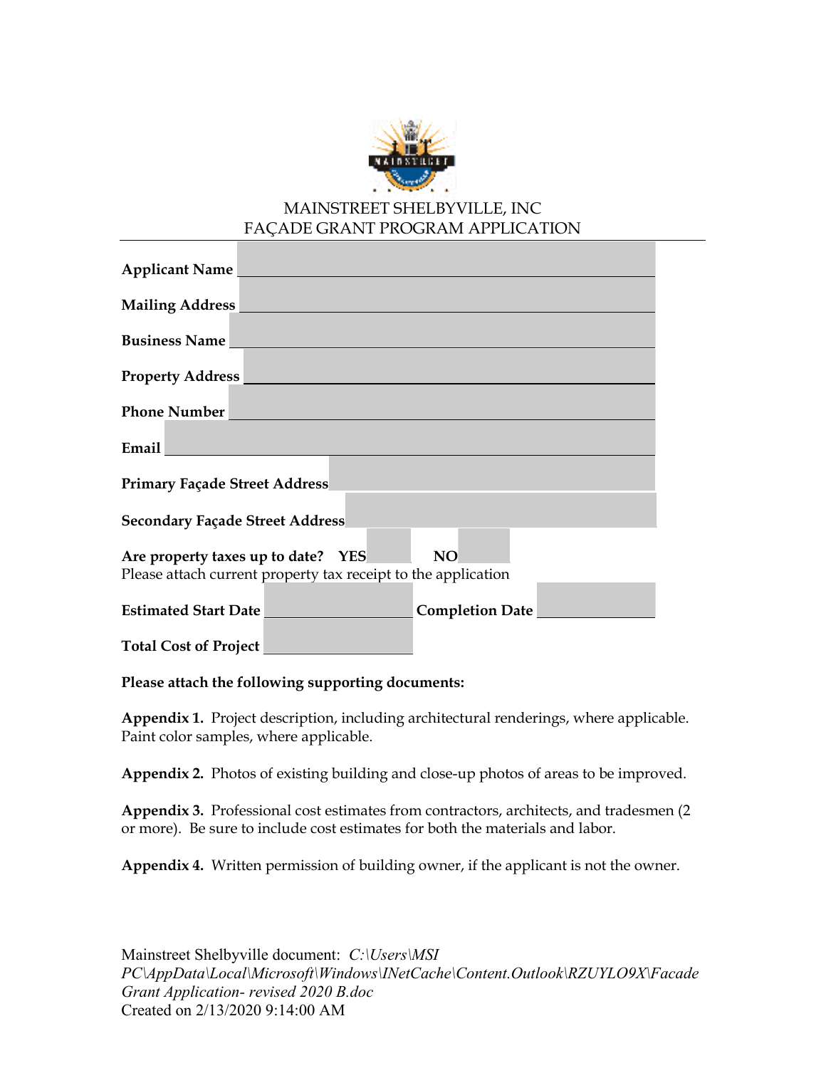MAINSTREET SHELBYVILLE, INC
FAÇADE GRANT PROGRAM APPLICATION

---

**Applicant Name** ______________________________

**Mailing Address** ______________________________

**Business Name** ______________________________

**Property Address** ______________________________

**Phone Number** ______________________________

**Email** ______________________________

**Primary Façade Street Address** ______________________________

**Secondary Façade Street Address** ______________________________

**Are property taxes up to date? YES** ______ **NO** ______
Please attach current property tax receipt to the application

**Estimated Start Date** ______________ **Completion Date** ______________

**Total Cost of Project** ______________

**Please attach the following supporting documents:**

**Appendix 1.** Project description, including architectural renderings, where applicable. Paint color samples, where applicable.

**Appendix 2.** Photos of existing building and close-up photos of areas to be improved.

**Appendix 3.** Professional cost estimates from contractors, architects, and tradesmen (2 or more). Be sure to include cost estimates for both the materials and labor.

**Appendix 4.** Written permission of building owner, if the applicant is not the owner.

Mainstreet Shelbyville document: *C:\Users\MSI PC\AppData\Local\Microsoft\Windows\INetCache\Content.Outlook\RZUYLO9X\Facade Grant Application- revised 2020 B.doc*
Created on 2/13/2020 9:14:00 AM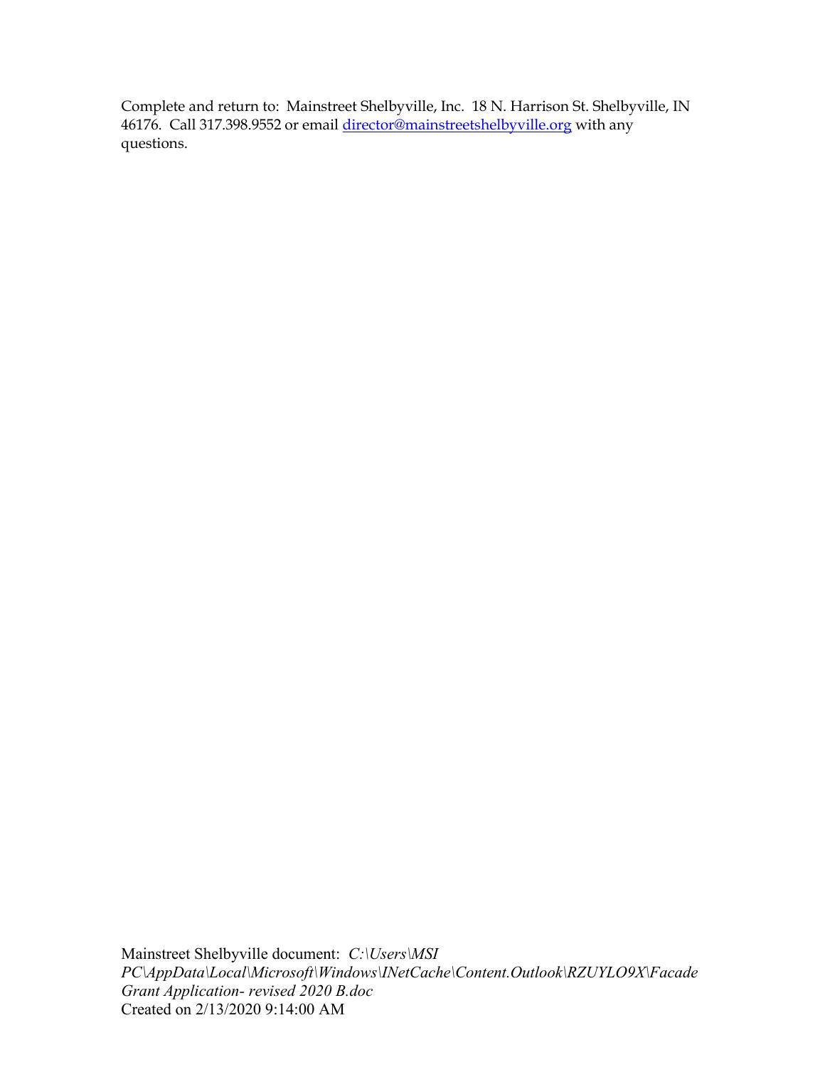Complete and return to: Mainstreet Shelbyville, Inc. 18 N. Harrison St. Shelbyville, IN 46176. Call 317.398.9552 or email [director@mainstreetshelbyville.org](mailto:director@mainstreetshelbyville.org) with any questions.

Mainstreet Shelbyville document: *C:\Users\MSI PC\AppData\Local\Microsoft\Windows\INetCache\Content.Outlook\RZUYLO9X\Facade Grant Application- revised 2020 B.doc*
Created on 2/13/2020 9:14:00 AM